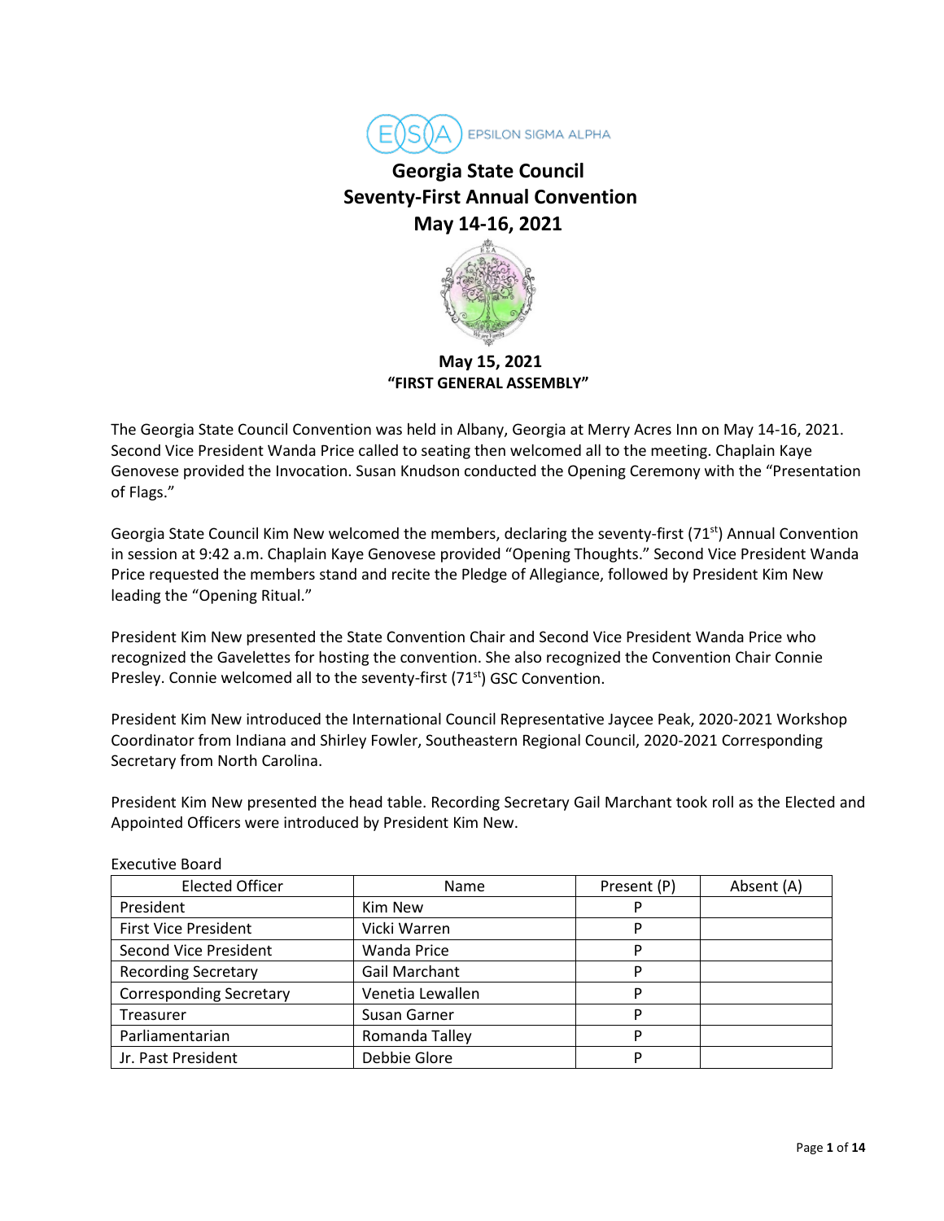EPSILON SIGMA ALPHA

# Georgia State Council
# Seventy-First Annual Convention
# May 14-16, 2021

### May 15, 2021
### "FIRST GENERAL ASSEMBLY"

The Georgia State Council Convention was held in Albany, Georgia at Merry Acres Inn on May 14-16, 2021. Second Vice President Wanda Price called to seating then welcomed all to the meeting. Chaplain Kaye Genovese provided the Invocation. Susan Knudson conducted the Opening Ceremony with the "Presentation of Flags."

Georgia State Council Kim New welcomed the members, declaring the seventy-first (71st) Annual Convention in session at 9:42 a.m. Chaplain Kaye Genovese provided "Opening Thoughts." Second Vice President Wanda Price requested the members stand and recite the Pledge of Allegiance, followed by President Kim New leading the "Opening Ritual."

President Kim New presented the State Convention Chair and Second Vice President Wanda Price who recognized the Gavelettes for hosting the convention. She also recognized the Convention Chair Connie Presley. Connie welcomed all to the seventy-first (71st) GSC Convention.

President Kim New introduced the International Council Representative Jaycee Peak, 2020-2021 Workshop Coordinator from Indiana and Shirley Fowler, Southeastern Regional Council, 2020-2021 Corresponding Secretary from North Carolina.

President Kim New presented the head table. Recording Secretary Gail Marchant took roll as the Elected and Appointed Officers were introduced by President Kim New.

Executive Board

| Elected Officer | Name | Present (P) | Absent (A) |
|---|---|---|---|
| President | Kim New | P | |
| First Vice President | Vicki Warren | P | |
| Second Vice President | Wanda Price | P | |
| Recording Secretary | Gail Marchant | P | |
| Corresponding Secretary | Venetia Lewallen | P | |
| Treasurer | Susan Garner | P | |
| Parliamentarian | Romanda Talley | P | |
| Jr. Past President | Debbie Glore | P | |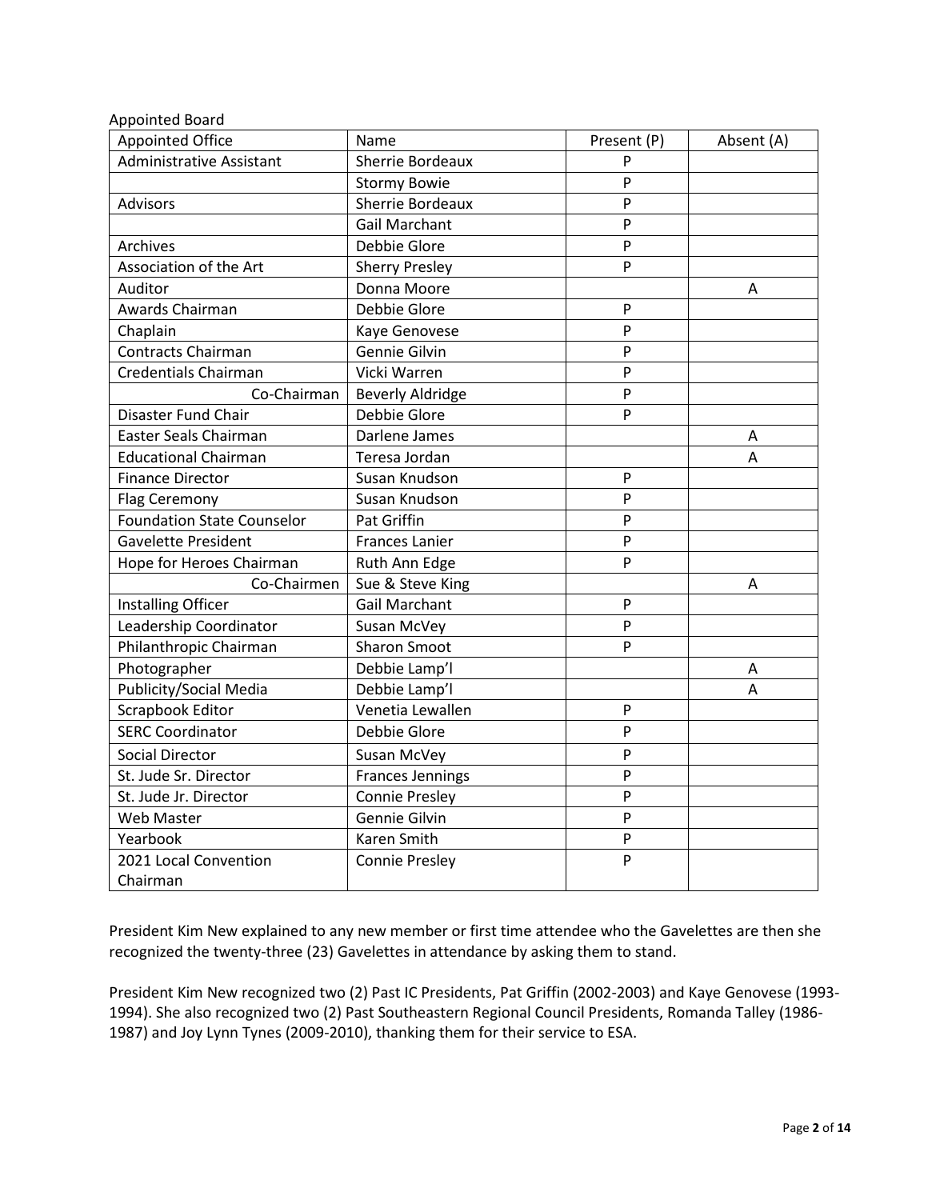Appointed Board

| Appointed Office | Name | Present (P) | Absent (A) |
| --- | --- | --- | --- |
| Administrative Assistant | Sherrie Bordeaux | P | |
| | Stormy Bowie | P | |
| Advisors | Sherrie Bordeaux | P | |
| | Gail Marchant | P | |
| Archives | Debbie Glore | P | |
| Association of the Art | Sherry Presley | P | |
| Auditor | Donna Moore | | A |
| Awards Chairman | Debbie Glore | P | |
| Chaplain | Kaye Genovese | P | |
| Contracts Chairman | Gennie Gilvin | P | |
| Credentials Chairman | Vicki Warren | P | |
| Co-Chairman | Beverly Aldridge | P | |
| Disaster Fund Chair | Debbie Glore | P | |
| Easter Seals Chairman | Darlene James | | A |
| Educational Chairman | Teresa Jordan | | A |
| Finance Director | Susan Knudson | P | |
| Flag Ceremony | Susan Knudson | P | |
| Foundation State Counselor | Pat Griffin | P | |
| Gavelette President | Frances Lanier | P | |
| Hope for Heroes Chairman | Ruth Ann Edge | P | |
| Co-Chairmen | Sue & Steve King | | A |
| Installing Officer | Gail Marchant | P | |
| Leadership Coordinator | Susan McVey | P | |
| Philanthropic Chairman | Sharon Smoot | P | |
| Photographer | Debbie Lamp'l | | A |
| Publicity/Social Media | Debbie Lamp'l | | A |
| Scrapbook Editor | Venetia Lewallen | P | |
| SERC Coordinator | Debbie Glore | P | |
| Social Director | Susan McVey | P | |
| St. Jude Sr. Director | Frances Jennings | P | |
| St. Jude Jr. Director | Connie Presley | P | |
| Web Master | Gennie Gilvin | P | |
| Yearbook | Karen Smith | P | |
| 2021 Local Convention Chairman | Connie Presley | P | |

President Kim New explained to any new member or first time attendee who the Gavelettes are then she recognized the twenty-three (23) Gavelettes in attendance by asking them to stand.

President Kim New recognized two (2) Past IC Presidents, Pat Griffin (2002-2003) and Kaye Genovese (1993-1994). She also recognized two (2) Past Southeastern Regional Council Presidents, Romanda Talley (1986-1987) and Joy Lynn Tynes (2009-2010), thanking them for their service to ESA.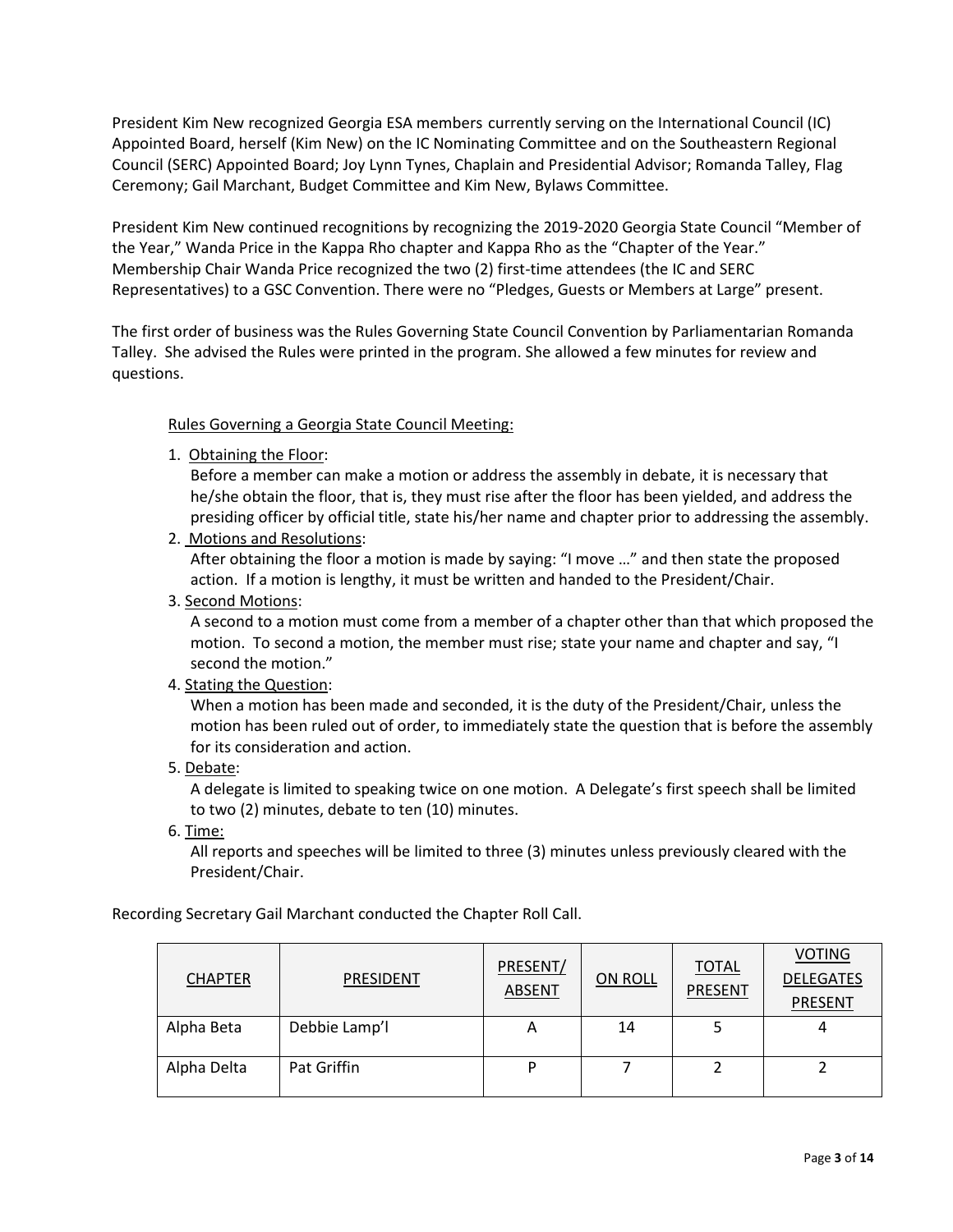President Kim New recognized Georgia ESA members currently serving on the International Council (IC) Appointed Board, herself (Kim New) on the IC Nominating Committee and on the Southeastern Regional Council (SERC) Appointed Board; Joy Lynn Tynes, Chaplain and Presidential Advisor; Romanda Talley, Flag Ceremony; Gail Marchant, Budget Committee and Kim New, Bylaws Committee.

President Kim New continued recognitions by recognizing the 2019-2020 Georgia State Council "Member of the Year," Wanda Price in the Kappa Rho chapter and Kappa Rho as the "Chapter of the Year." Membership Chair Wanda Price recognized the two (2) first-time attendees (the IC and SERC Representatives) to a GSC Convention. There were no "Pledges, Guests or Members at Large" present.

The first order of business was the Rules Governing State Council Convention by Parliamentarian Romanda Talley. She advised the Rules were printed in the program. She allowed a few minutes for review and questions.

Rules Governing a Georgia State Council Meeting:

1. Obtaining the Floor:
   Before a member can make a motion or address the assembly in debate, it is necessary that he/she obtain the floor, that is, they must rise after the floor has been yielded, and address the presiding officer by official title, state his/her name and chapter prior to addressing the assembly.
2. Motions and Resolutions:
   After obtaining the floor a motion is made by saying: "I move …" and then state the proposed action. If a motion is lengthy, it must be written and handed to the President/Chair.
3. Second Motions:
   A second to a motion must come from a member of a chapter other than that which proposed the motion. To second a motion, the member must rise; state your name and chapter and say, "I second the motion."
4. Stating the Question:
   When a motion has been made and seconded, it is the duty of the President/Chair, unless the motion has been ruled out of order, to immediately state the question that is before the assembly for its consideration and action.
5. Debate:
   A delegate is limited to speaking twice on one motion. A Delegate's first speech shall be limited to two (2) minutes, debate to ten (10) minutes.
6. Time:
   All reports and speeches will be limited to three (3) minutes unless previously cleared with the President/Chair.

Recording Secretary Gail Marchant conducted the Chapter Roll Call.

| CHAPTER | PRESIDENT | PRESENT/ ABSENT | ON ROLL | TOTAL PRESENT | VOTING DELEGATES PRESENT |
|---|---|---|---|---|---|
| Alpha Beta | Debbie Lamp'l | A | 14 | 5 | 4 |
| Alpha Delta | Pat Griffin | P | 7 | 2 | 2 |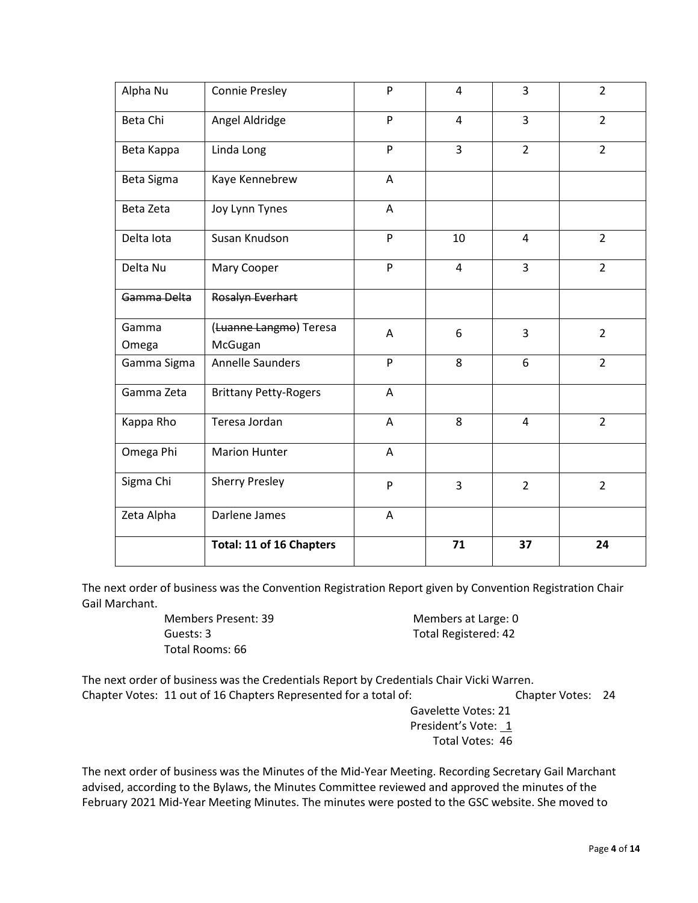| Alpha Nu | Connie Presley | P | 4 | 3 | 2 |
|---|---|---|---|---|---|
| Beta Chi | Angel Aldridge | P | 4 | 3 | 2 |
| Beta Kappa | Linda Long | P | 3 | 2 | 2 |
| Beta Sigma | Kaye Kennebrew | A | | | |
| Beta Zeta | Joy Lynn Tynes | A | | | |
| Delta Iota | Susan Knudson | P | 10 | 4 | 2 |
| Delta Nu | Mary Cooper | P | 4 | 3 | 2 |
| ~~Gamma Delta~~ | ~~Rosalyn Everhart~~ | | | | |
| Gamma Omega | (~~Luanne Langmo~~) Teresa McGugan | A | 6 | 3 | 2 |
| Gamma Sigma | Annelle Saunders | P | 8 | 6 | 2 |
| Gamma Zeta | Brittany Petty-Rogers | A | | | |
| Kappa Rho | Teresa Jordan | A | 8 | 4 | 2 |
| Omega Phi | Marion Hunter | A | | | |
| Sigma Chi | Sherry Presley | P | 3 | 2 | 2 |
| Zeta Alpha | Darlene James | A | | | |
| | **Total: 11 of 16 Chapters** | | **71** | **37** | **24** |

The next order of business was the Convention Registration Report given by Convention Registration Chair Gail Marchant.

Members Present: 39
Guests: 3
Total Rooms: 66
Members at Large: 0
Total Registered: 42

The next order of business was the Credentials Report by Credentials Chair Vicki Warren.

Chapter Votes: 11 out of 16 Chapters Represented for a total of: Chapter Votes: 24
Gavelette Votes: 21
President's Vote: 1
Total Votes: 46

The next order of business was the Minutes of the Mid-Year Meeting. Recording Secretary Gail Marchant advised, according to the Bylaws, the Minutes Committee reviewed and approved the minutes of the February 2021 Mid-Year Meeting Minutes. The minutes were posted to the GSC website. She moved to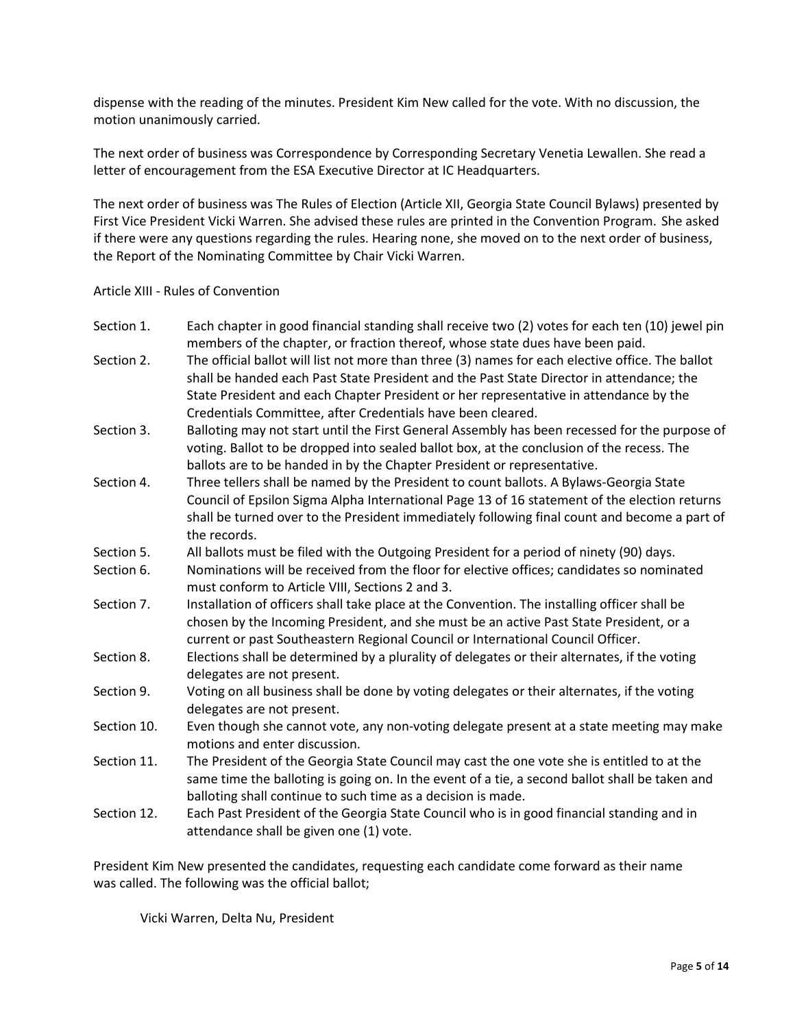dispense with the reading of the minutes. President Kim New called for the vote. With no discussion, the motion unanimously carried.

The next order of business was Correspondence by Corresponding Secretary Venetia Lewallen. She read a letter of encouragement from the ESA Executive Director at IC Headquarters.

The next order of business was The Rules of Election (Article XII, Georgia State Council Bylaws) presented by First Vice President Vicki Warren. She advised these rules are printed in the Convention Program. She asked if there were any questions regarding the rules. Hearing none, she moved on to the next order of business, the Report of the Nominating Committee by Chair Vicki Warren.

Article XIII - Rules of Convention

Section 1. Each chapter in good financial standing shall receive two (2) votes for each ten (10) jewel pin members of the chapter, or fraction thereof, whose state dues have been paid.

Section 2. The official ballot will list not more than three (3) names for each elective office. The ballot shall be handed each Past State President and the Past State Director in attendance; the State President and each Chapter President or her representative in attendance by the Credentials Committee, after Credentials have been cleared.

Section 3. Balloting may not start until the First General Assembly has been recessed for the purpose of voting. Ballot to be dropped into sealed ballot box, at the conclusion of the recess. The ballots are to be handed in by the Chapter President or representative.

Section 4. Three tellers shall be named by the President to count ballots. A Bylaws-Georgia State Council of Epsilon Sigma Alpha International Page 13 of 16 statement of the election returns shall be turned over to the President immediately following final count and become a part of the records.

Section 5. All ballots must be filed with the Outgoing President for a period of ninety (90) days.

Section 6. Nominations will be received from the floor for elective offices; candidates so nominated must conform to Article VIII, Sections 2 and 3.

Section 7. Installation of officers shall take place at the Convention. The installing officer shall be chosen by the Incoming President, and she must be an active Past State President, or a current or past Southeastern Regional Council or International Council Officer.

Section 8. Elections shall be determined by a plurality of delegates or their alternates, if the voting delegates are not present.

Section 9. Voting on all business shall be done by voting delegates or their alternates, if the voting delegates are not present.

Section 10. Even though she cannot vote, any non-voting delegate present at a state meeting may make motions and enter discussion.

Section 11. The President of the Georgia State Council may cast the one vote she is entitled to at the same time the balloting is going on. In the event of a tie, a second ballot shall be taken and balloting shall continue to such time as a decision is made.

Section 12. Each Past President of the Georgia State Council who is in good financial standing and in attendance shall be given one (1) vote.

President Kim New presented the candidates, requesting each candidate come forward as their name was called. The following was the official ballot;

Vicki Warren, Delta Nu, President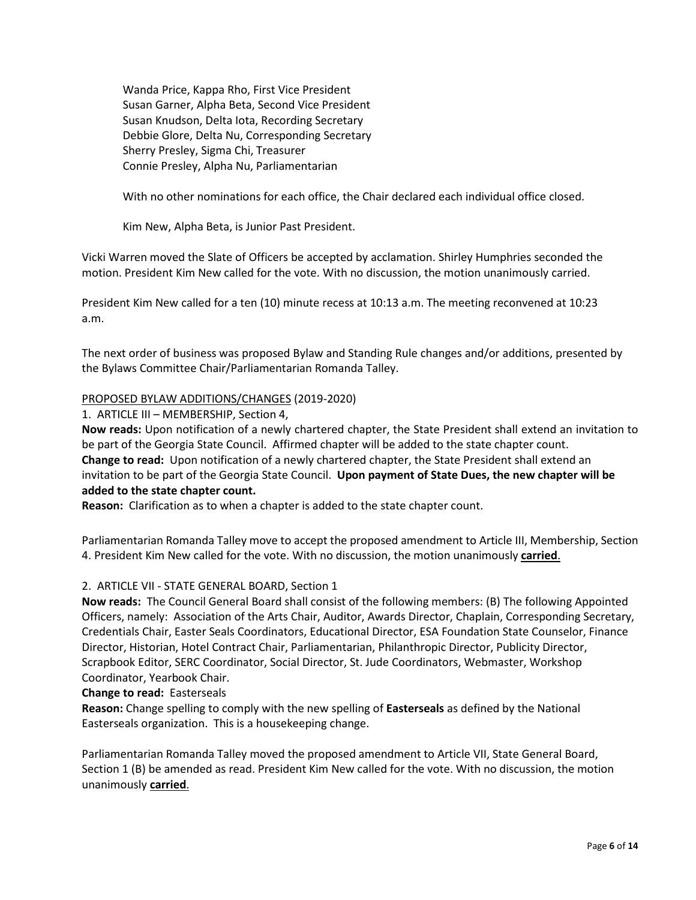Wanda Price, Kappa Rho, First Vice President
Susan Garner, Alpha Beta, Second Vice President
Susan Knudson, Delta Iota, Recording Secretary
Debbie Glore, Delta Nu, Corresponding Secretary
Sherry Presley, Sigma Chi, Treasurer
Connie Presley, Alpha Nu, Parliamentarian

With no other nominations for each office, the Chair declared each individual office closed.

Kim New, Alpha Beta, is Junior Past President.

Vicki Warren moved the Slate of Officers be accepted by acclamation. Shirley Humphries seconded the motion. President Kim New called for the vote. With no discussion, the motion unanimously carried.

President Kim New called for a ten (10) minute recess at 10:13 a.m. The meeting reconvened at 10:23 a.m.

The next order of business was proposed Bylaw and Standing Rule changes and/or additions, presented by the Bylaws Committee Chair/Parliamentarian Romanda Talley.

<u>PROPOSED BYLAW ADDITIONS/CHANGES</u> (2019-2020)

1. ARTICLE III – MEMBERSHIP, Section 4,

**Now reads:** Upon notification of a newly chartered chapter, the State President shall extend an invitation to be part of the Georgia State Council. Affirmed chapter will be added to the state chapter count.
**Change to read:** Upon notification of a newly chartered chapter, the State President shall extend an invitation to be part of the Georgia State Council. **Upon payment of State Dues, the new chapter will be added to the state chapter count.**
**Reason:** Clarification as to when a chapter is added to the state chapter count.

Parliamentarian Romanda Talley move to accept the proposed amendment to Article III, Membership, Section 4. President Kim New called for the vote. With no discussion, the motion unanimously **<u>carried</u>**.

2. ARTICLE VII - STATE GENERAL BOARD, Section 1

**Now reads:** The Council General Board shall consist of the following members: (B) The following Appointed Officers, namely: Association of the Arts Chair, Auditor, Awards Director, Chaplain, Corresponding Secretary, Credentials Chair, Easter Seals Coordinators, Educational Director, ESA Foundation State Counselor, Finance Director, Historian, Hotel Contract Chair, Parliamentarian, Philanthropic Director, Publicity Director, Scrapbook Editor, SERC Coordinator, Social Director, St. Jude Coordinators, Webmaster, Workshop Coordinator, Yearbook Chair.
**Change to read:** Easterseals
**Reason:** Change spelling to comply with the new spelling of **Easterseals** as defined by the National Easterseals organization. This is a housekeeping change.

Parliamentarian Romanda Talley moved the proposed amendment to Article VII, State General Board, Section 1 (B) be amended as read. President Kim New called for the vote. With no discussion, the motion unanimously **<u>carried</u>**.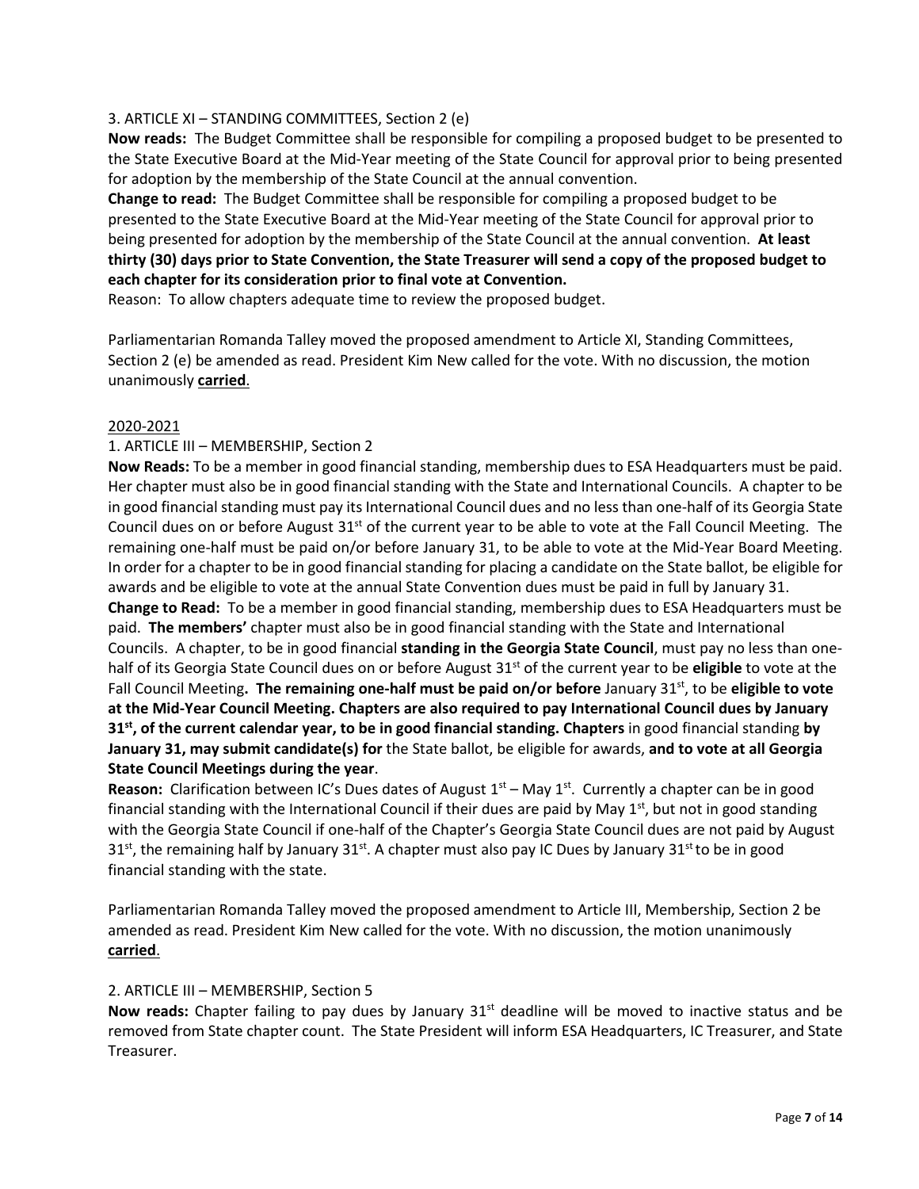3. ARTICLE XI – STANDING COMMITTEES, Section 2 (e)

**Now reads:** The Budget Committee shall be responsible for compiling a proposed budget to be presented to the State Executive Board at the Mid-Year meeting of the State Council for approval prior to being presented for adoption by the membership of the State Council at the annual convention.

**Change to read:** The Budget Committee shall be responsible for compiling a proposed budget to be presented to the State Executive Board at the Mid-Year meeting of the State Council for approval prior to being presented for adoption by the membership of the State Council at the annual convention. **At least thirty (30) days prior to State Convention, the State Treasurer will send a copy of the proposed budget to each chapter for its consideration prior to final vote at Convention.**

Reason: To allow chapters adequate time to review the proposed budget.

Parliamentarian Romanda Talley moved the proposed amendment to Article XI, Standing Committees, Section 2 (e) be amended as read. President Kim New called for the vote. With no discussion, the motion unanimously **carried**.

2020-2021

1. ARTICLE III – MEMBERSHIP, Section 2

**Now Reads:** To be a member in good financial standing, membership dues to ESA Headquarters must be paid. Her chapter must also be in good financial standing with the State and International Councils. A chapter to be in good financial standing must pay its International Council dues and no less than one-half of its Georgia State Council dues on or before August 31st of the current year to be able to vote at the Fall Council Meeting. The remaining one-half must be paid on/or before January 31, to be able to vote at the Mid-Year Board Meeting. In order for a chapter to be in good financial standing for placing a candidate on the State ballot, be eligible for awards and be eligible to vote at the annual State Convention dues must be paid in full by January 31.

**Change to Read:** To be a member in good financial standing, membership dues to ESA Headquarters must be paid. **The members'** chapter must also be in good financial standing with the State and International Councils. A chapter, to be in good financial **standing in the Georgia State Council**, must pay no less than one-half of its Georgia State Council dues on or before August 31st of the current year to be **eligible** to vote at the Fall Council Meeting**. The remaining one-half must be paid on/or before** January 31st, to be **eligible to vote at the Mid-Year Council Meeting. Chapters are also required to pay International Council dues by January 31st, of the current calendar year, to be in good financial standing. Chapters** in good financial standing **by January 31, may submit candidate(s) for** the State ballot, be eligible for awards, **and to vote at all Georgia State Council Meetings during the year**.

**Reason:** Clarification between IC's Dues dates of August 1st – May 1st. Currently a chapter can be in good financial standing with the International Council if their dues are paid by May 1st, but not in good standing with the Georgia State Council if one-half of the Chapter's Georgia State Council dues are not paid by August 31st, the remaining half by January 31st. A chapter must also pay IC Dues by January 31st to be in good financial standing with the state.

Parliamentarian Romanda Talley moved the proposed amendment to Article III, Membership, Section 2 be amended as read. President Kim New called for the vote. With no discussion, the motion unanimously **carried**.

2. ARTICLE III – MEMBERSHIP, Section 5

**Now reads:** Chapter failing to pay dues by January 31st deadline will be moved to inactive status and be removed from State chapter count. The State President will inform ESA Headquarters, IC Treasurer, and State Treasurer.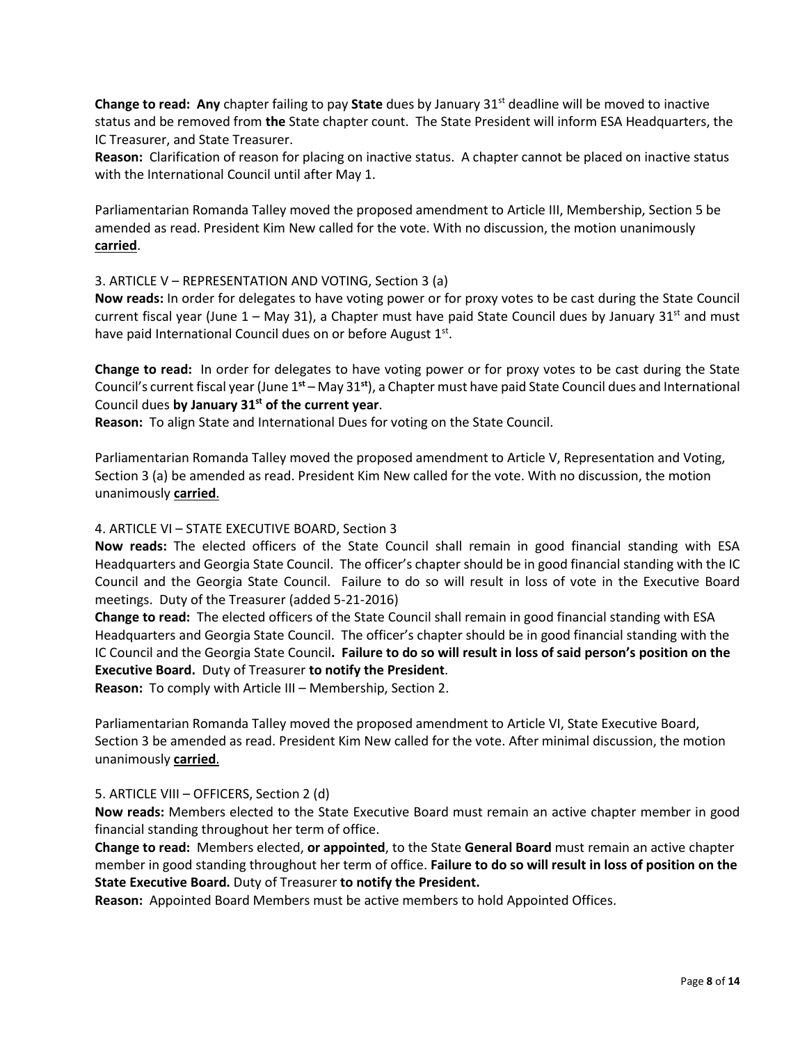**Change to read: Any** chapter failing to pay **State** dues by January 31st deadline will be moved to inactive status and be removed from **the** State chapter count. The State President will inform ESA Headquarters, the IC Treasurer, and State Treasurer.
**Reason:** Clarification of reason for placing on inactive status. A chapter cannot be placed on inactive status with the International Council until after May 1.

Parliamentarian Romanda Talley moved the proposed amendment to Article III, Membership, Section 5 be amended as read. President Kim New called for the vote. With no discussion, the motion unanimously **carried**.

3. ARTICLE V – REPRESENTATION AND VOTING, Section 3 (a)
**Now reads:** In order for delegates to have voting power or for proxy votes to be cast during the State Council current fiscal year (June 1 – May 31), a Chapter must have paid State Council dues by January 31st and must have paid International Council dues on or before August 1st.

**Change to read:** In order for delegates to have voting power or for proxy votes to be cast during the State Council's current fiscal year (June 1**st** – May 31**st**), a Chapter must have paid State Council dues and International Council dues **by January 31st of the current year**.
**Reason:** To align State and International Dues for voting on the State Council.

Parliamentarian Romanda Talley moved the proposed amendment to Article V, Representation and Voting, Section 3 (a) be amended as read. President Kim New called for the vote. With no discussion, the motion unanimously **carried**.

4. ARTICLE VI – STATE EXECUTIVE BOARD, Section 3
**Now reads:** The elected officers of the State Council shall remain in good financial standing with ESA Headquarters and Georgia State Council. The officer's chapter should be in good financial standing with the IC Council and the Georgia State Council. Failure to do so will result in loss of vote in the Executive Board meetings. Duty of the Treasurer (added 5-21-2016)
**Change to read:** The elected officers of the State Council shall remain in good financial standing with ESA Headquarters and Georgia State Council. The officer's chapter should be in good financial standing with the IC Council and the Georgia State Council**. Failure to do so will result in loss of said person's position on the Executive Board.** Duty of Treasurer **to notify the President**.
**Reason:** To comply with Article III – Membership, Section 2.

Parliamentarian Romanda Talley moved the proposed amendment to Article VI, State Executive Board, Section 3 be amended as read. President Kim New called for the vote. After minimal discussion, the motion unanimously **carried**.

5. ARTICLE VIII – OFFICERS, Section 2 (d)
**Now reads:** Members elected to the State Executive Board must remain an active chapter member in good financial standing throughout her term of office.
**Change to read:** Members elected, **or appointed**, to the State **General Board** must remain an active chapter member in good standing throughout her term of office. **Failure to do so will result in loss of position on the State Executive Board.** Duty of Treasurer **to notify the President.**
**Reason:** Appointed Board Members must be active members to hold Appointed Offices.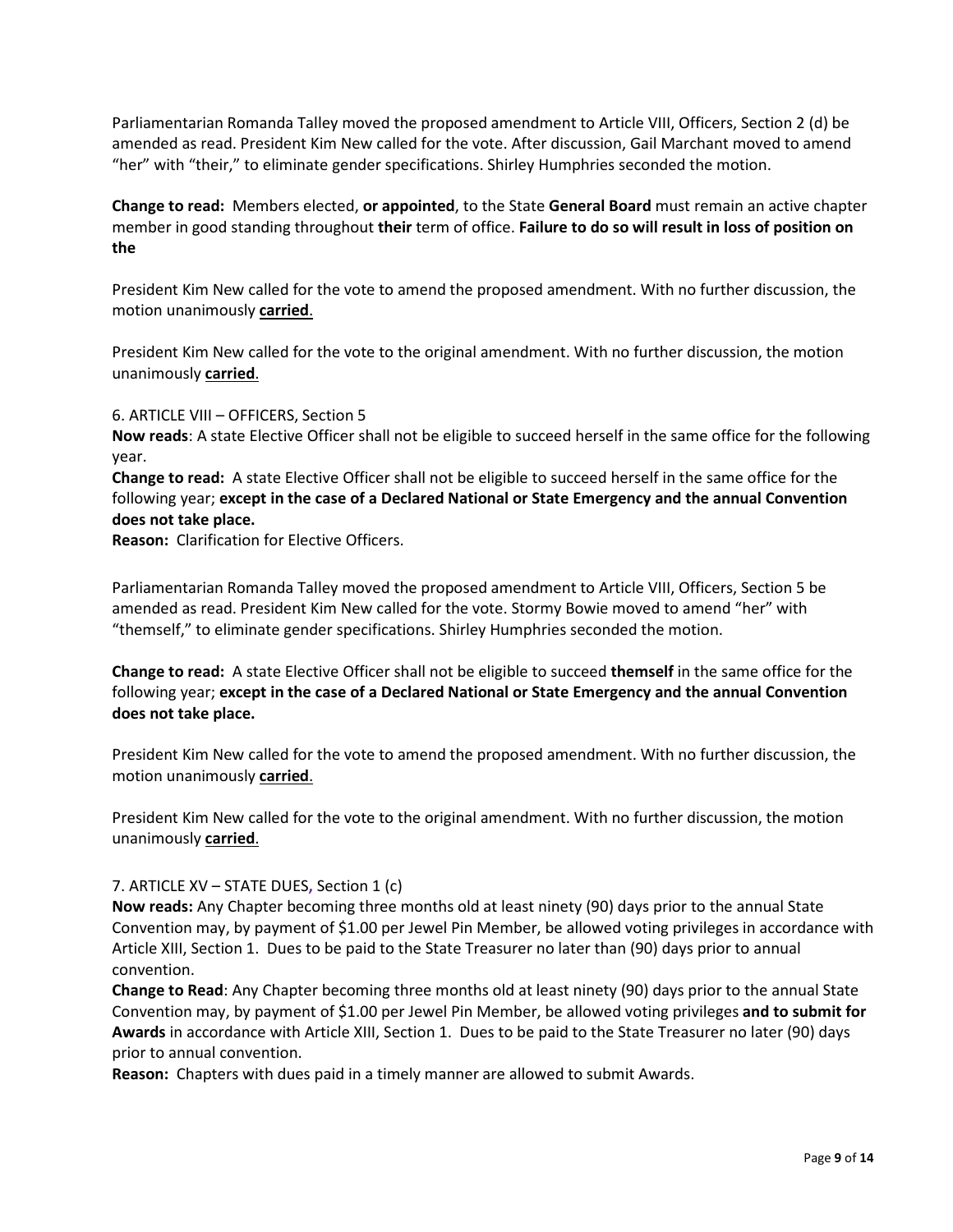Parliamentarian Romanda Talley moved the proposed amendment to Article VIII, Officers, Section 2 (d) be amended as read. President Kim New called for the vote. After discussion, Gail Marchant moved to amend "her" with "their," to eliminate gender specifications. Shirley Humphries seconded the motion.

**Change to read:** Members elected, **or appointed**, to the State **General Board** must remain an active chapter member in good standing throughout **their** term of office. **Failure to do so will result in loss of position on the**

President Kim New called for the vote to amend the proposed amendment. With no further discussion, the motion unanimously **carried**.

President Kim New called for the vote to the original amendment. With no further discussion, the motion unanimously **carried**.

6. ARTICLE VIII – OFFICERS, Section 5

**Now reads**: A state Elective Officer shall not be eligible to succeed herself in the same office for the following year.

**Change to read:** A state Elective Officer shall not be eligible to succeed herself in the same office for the following year; **except in the case of a Declared National or State Emergency and the annual Convention does not take place.**

**Reason:** Clarification for Elective Officers.

Parliamentarian Romanda Talley moved the proposed amendment to Article VIII, Officers, Section 5 be amended as read. President Kim New called for the vote. Stormy Bowie moved to amend "her" with "themself," to eliminate gender specifications. Shirley Humphries seconded the motion.

**Change to read:** A state Elective Officer shall not be eligible to succeed **themself** in the same office for the following year; **except in the case of a Declared National or State Emergency and the annual Convention does not take place.**

President Kim New called for the vote to amend the proposed amendment. With no further discussion, the motion unanimously **carried**.

President Kim New called for the vote to the original amendment. With no further discussion, the motion unanimously **carried**.

7. ARTICLE XV – STATE DUES, Section 1 (c)

**Now reads:** Any Chapter becoming three months old at least ninety (90) days prior to the annual State Convention may, by payment of $1.00 per Jewel Pin Member, be allowed voting privileges in accordance with Article XIII, Section 1. Dues to be paid to the State Treasurer no later than (90) days prior to annual convention.

**Change to Read**: Any Chapter becoming three months old at least ninety (90) days prior to the annual State Convention may, by payment of $1.00 per Jewel Pin Member, be allowed voting privileges **and to submit for Awards** in accordance with Article XIII, Section 1. Dues to be paid to the State Treasurer no later (90) days prior to annual convention.

**Reason:** Chapters with dues paid in a timely manner are allowed to submit Awards.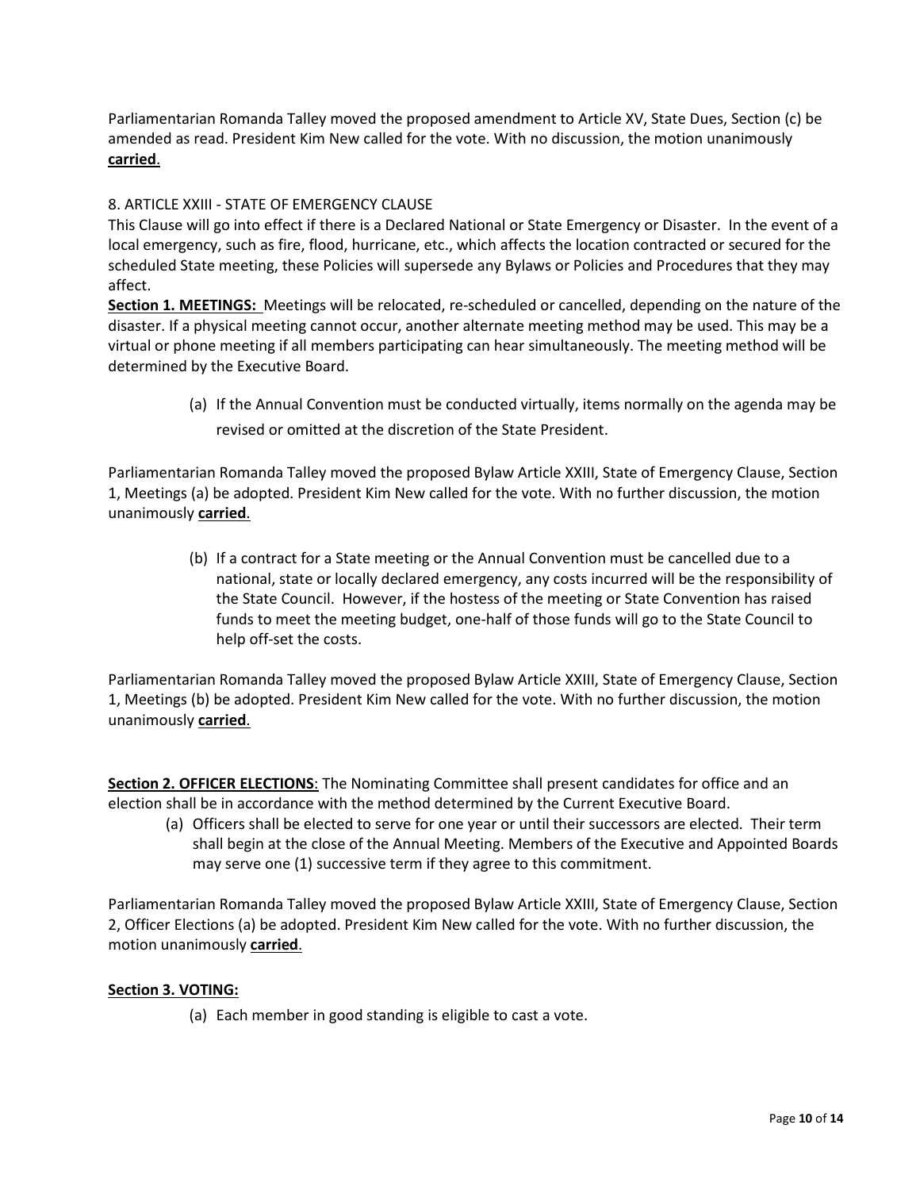Parliamentarian Romanda Talley moved the proposed amendment to Article XV, State Dues, Section (c) be amended as read. President Kim New called for the vote. With no discussion, the motion unanimously **carried**.

8. ARTICLE XXIII - STATE OF EMERGENCY CLAUSE

This Clause will go into effect if there is a Declared National or State Emergency or Disaster. In the event of a local emergency, such as fire, flood, hurricane, etc., which affects the location contracted or secured for the scheduled State meeting, these Policies will supersede any Bylaws or Policies and Procedures that they may affect.

**Section 1. MEETINGS:** Meetings will be relocated, re-scheduled or cancelled, depending on the nature of the disaster. If a physical meeting cannot occur, another alternate meeting method may be used. This may be a virtual or phone meeting if all members participating can hear simultaneously. The meeting method will be determined by the Executive Board.

(a) If the Annual Convention must be conducted virtually, items normally on the agenda may be revised or omitted at the discretion of the State President.

Parliamentarian Romanda Talley moved the proposed Bylaw Article XXIII, State of Emergency Clause, Section 1, Meetings (a) be adopted. President Kim New called for the vote. With no further discussion, the motion unanimously **carried**.

(b) If a contract for a State meeting or the Annual Convention must be cancelled due to a national, state or locally declared emergency, any costs incurred will be the responsibility of the State Council. However, if the hostess of the meeting or State Convention has raised funds to meet the meeting budget, one-half of those funds will go to the State Council to help off-set the costs.

Parliamentarian Romanda Talley moved the proposed Bylaw Article XXIII, State of Emergency Clause, Section 1, Meetings (b) be adopted. President Kim New called for the vote. With no further discussion, the motion unanimously **carried**.

**Section 2. OFFICER ELECTIONS**: The Nominating Committee shall present candidates for office and an election shall be in accordance with the method determined by the Current Executive Board.

(a) Officers shall be elected to serve for one year or until their successors are elected. Their term shall begin at the close of the Annual Meeting. Members of the Executive and Appointed Boards may serve one (1) successive term if they agree to this commitment.

Parliamentarian Romanda Talley moved the proposed Bylaw Article XXIII, State of Emergency Clause, Section 2, Officer Elections (a) be adopted. President Kim New called for the vote. With no further discussion, the motion unanimously **carried**.

**Section 3. VOTING:**

(a) Each member in good standing is eligible to cast a vote.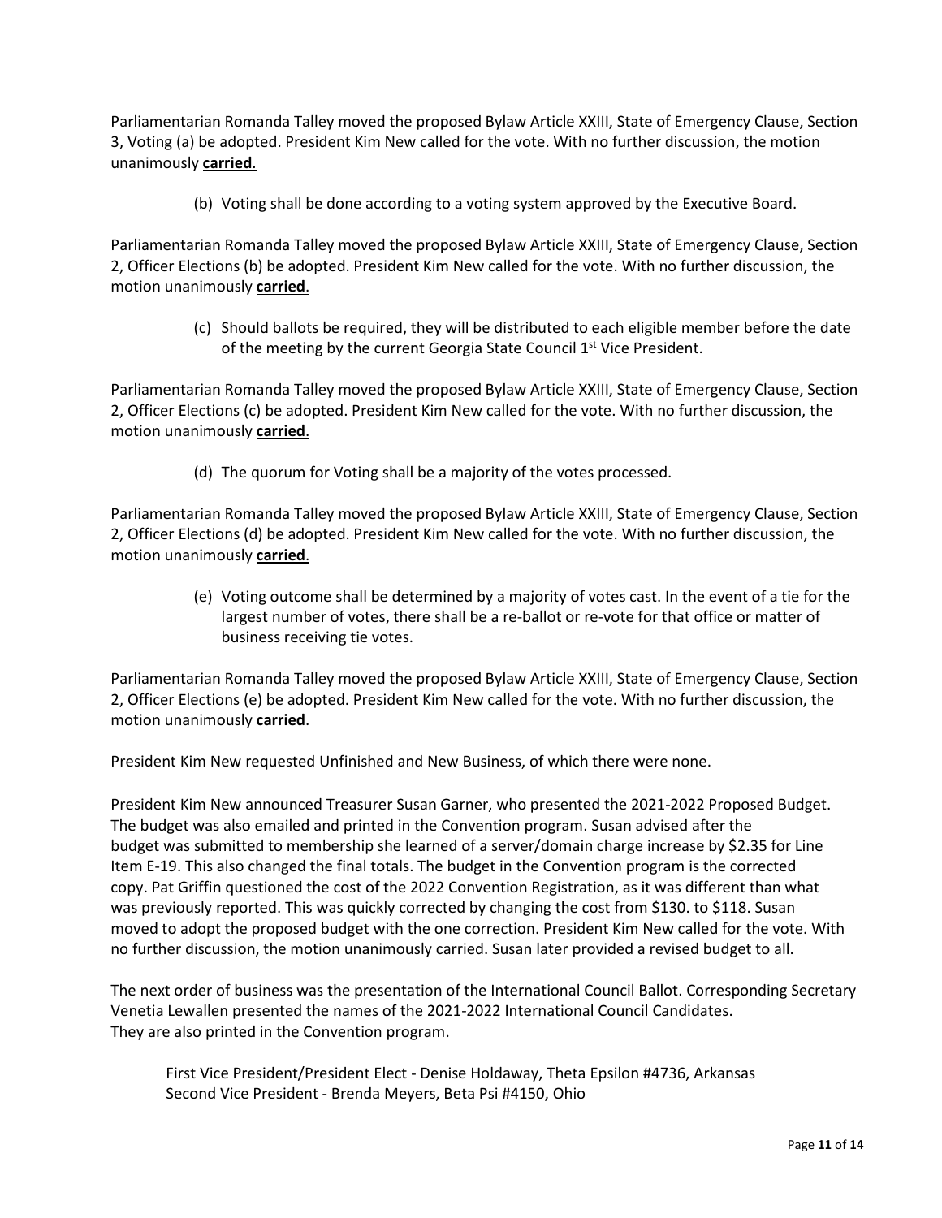Parliamentarian Romanda Talley moved the proposed Bylaw Article XXIII, State of Emergency Clause, Section 3, Voting (a) be adopted. President Kim New called for the vote. With no further discussion, the motion unanimously **carried**.

> (b) Voting shall be done according to a voting system approved by the Executive Board.

Parliamentarian Romanda Talley moved the proposed Bylaw Article XXIII, State of Emergency Clause, Section 2, Officer Elections (b) be adopted. President Kim New called for the vote. With no further discussion, the motion unanimously **carried**.

> (c) Should ballots be required, they will be distributed to each eligible member before the date of the meeting by the current Georgia State Council 1st Vice President.

Parliamentarian Romanda Talley moved the proposed Bylaw Article XXIII, State of Emergency Clause, Section 2, Officer Elections (c) be adopted. President Kim New called for the vote. With no further discussion, the motion unanimously **carried**.

> (d) The quorum for Voting shall be a majority of the votes processed.

Parliamentarian Romanda Talley moved the proposed Bylaw Article XXIII, State of Emergency Clause, Section 2, Officer Elections (d) be adopted. President Kim New called for the vote. With no further discussion, the motion unanimously **carried**.

> (e) Voting outcome shall be determined by a majority of votes cast. In the event of a tie for the largest number of votes, there shall be a re-ballot or re-vote for that office or matter of business receiving tie votes.

Parliamentarian Romanda Talley moved the proposed Bylaw Article XXIII, State of Emergency Clause, Section 2, Officer Elections (e) be adopted. President Kim New called for the vote. With no further discussion, the motion unanimously **carried**.

President Kim New requested Unfinished and New Business, of which there were none.

President Kim New announced Treasurer Susan Garner, who presented the 2021-2022 Proposed Budget. The budget was also emailed and printed in the Convention program. Susan advised after the budget was submitted to membership she learned of a server/domain charge increase by $2.35 for Line Item E-19. This also changed the final totals. The budget in the Convention program is the corrected copy. Pat Griffin questioned the cost of the 2022 Convention Registration, as it was different than what was previously reported. This was quickly corrected by changing the cost from $130. to $118. Susan moved to adopt the proposed budget with the one correction. President Kim New called for the vote. With no further discussion, the motion unanimously carried. Susan later provided a revised budget to all.

The next order of business was the presentation of the International Council Ballot. Corresponding Secretary Venetia Lewallen presented the names of the 2021-2022 International Council Candidates. They are also printed in the Convention program.

> First Vice President/President Elect - Denise Holdaway, Theta Epsilon #4736, Arkansas
> Second Vice President - Brenda Meyers, Beta Psi #4150, Ohio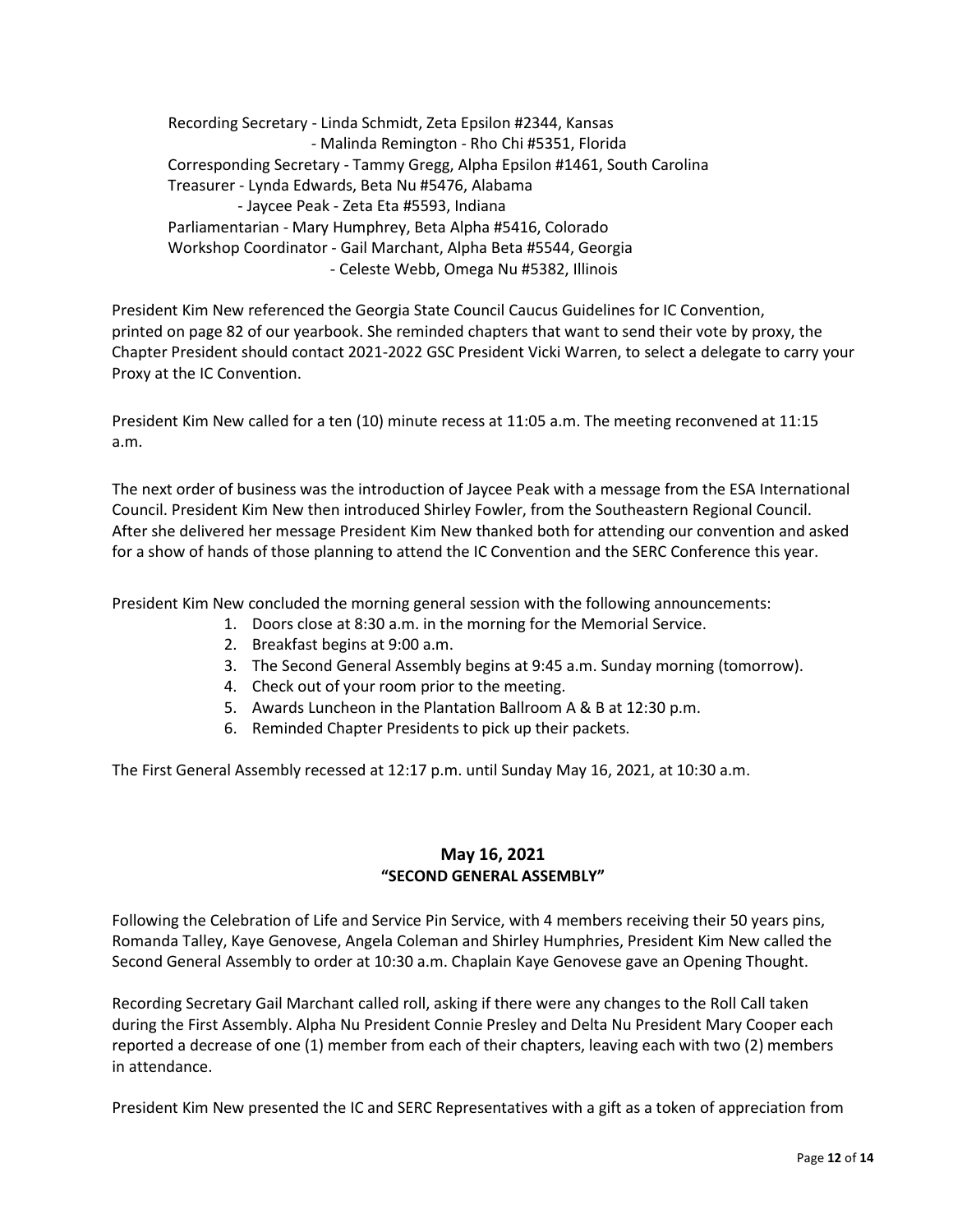Recording Secretary - Linda Schmidt, Zeta Epsilon #2344, Kansas
- Malinda Remington - Rho Chi #5351, Florida
Corresponding Secretary - Tammy Gregg, Alpha Epsilon #1461, South Carolina
Treasurer - Lynda Edwards, Beta Nu #5476, Alabama
- Jaycee Peak - Zeta Eta #5593, Indiana
Parliamentarian - Mary Humphrey, Beta Alpha #5416, Colorado
Workshop Coordinator - Gail Marchant, Alpha Beta #5544, Georgia
- Celeste Webb, Omega Nu #5382, Illinois

President Kim New referenced the Georgia State Council Caucus Guidelines for IC Convention, printed on page 82 of our yearbook. She reminded chapters that want to send their vote by proxy, the Chapter President should contact 2021-2022 GSC President Vicki Warren, to select a delegate to carry your Proxy at the IC Convention.

President Kim New called for a ten (10) minute recess at 11:05 a.m. The meeting reconvened at 11:15 a.m.

The next order of business was the introduction of Jaycee Peak with a message from the ESA International Council. President Kim New then introduced Shirley Fowler, from the Southeastern Regional Council. After she delivered her message President Kim New thanked both for attending our convention and asked for a show of hands of those planning to attend the IC Convention and the SERC Conference this year.

President Kim New concluded the morning general session with the following announcements:

1. Doors close at 8:30 a.m. in the morning for the Memorial Service.
2. Breakfast begins at 9:00 a.m.
3. The Second General Assembly begins at 9:45 a.m. Sunday morning (tomorrow).
4. Check out of your room prior to the meeting.
5. Awards Luncheon in the Plantation Ballroom A & B at 12:30 p.m.
6. Reminded Chapter Presidents to pick up their packets.

The First General Assembly recessed at 12:17 p.m. until Sunday May 16, 2021, at 10:30 a.m.

## May 16, 2021
## "SECOND GENERAL ASSEMBLY"

Following the Celebration of Life and Service Pin Service, with 4 members receiving their 50 years pins, Romanda Talley, Kaye Genovese, Angela Coleman and Shirley Humphries, President Kim New called the Second General Assembly to order at 10:30 a.m. Chaplain Kaye Genovese gave an Opening Thought.

Recording Secretary Gail Marchant called roll, asking if there were any changes to the Roll Call taken during the First Assembly. Alpha Nu President Connie Presley and Delta Nu President Mary Cooper each reported a decrease of one (1) member from each of their chapters, leaving each with two (2) members in attendance.

President Kim New presented the IC and SERC Representatives with a gift as a token of appreciation from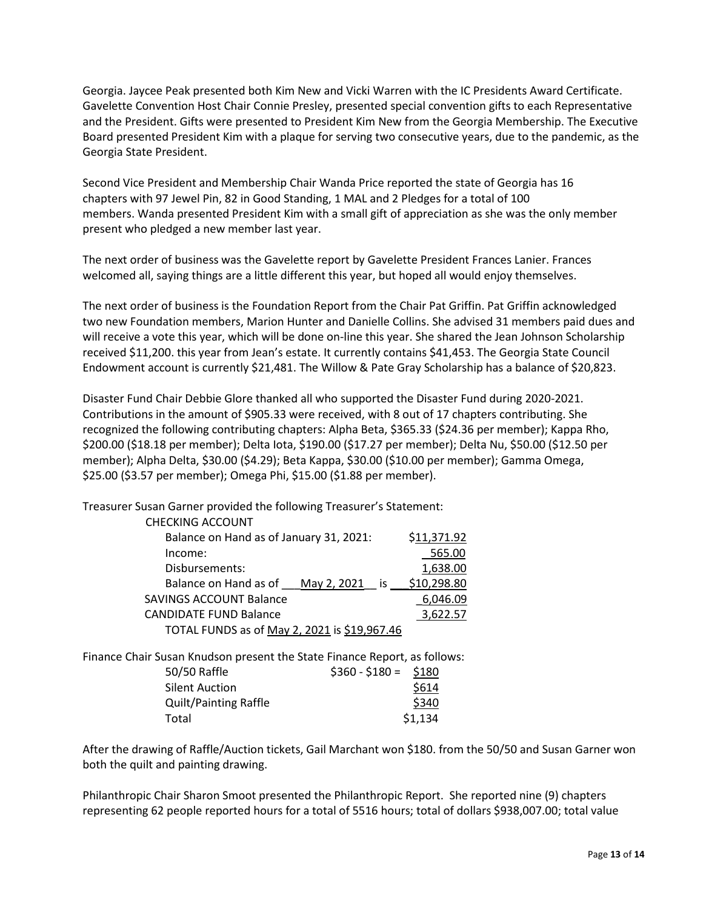Georgia. Jaycee Peak presented both Kim New and Vicki Warren with the IC Presidents Award Certificate. Gavelette Convention Host Chair Connie Presley, presented special convention gifts to each Representative and the President. Gifts were presented to President Kim New from the Georgia Membership. The Executive Board presented President Kim with a plaque for serving two consecutive years, due to the pandemic, as the Georgia State President.

Second Vice President and Membership Chair Wanda Price reported the state of Georgia has 16 chapters with 97 Jewel Pin, 82 in Good Standing, 1 MAL and 2 Pledges for a total of 100 members. Wanda presented President Kim with a small gift of appreciation as she was the only member present who pledged a new member last year.

The next order of business was the Gavelette report by Gavelette President Frances Lanier. Frances welcomed all, saying things are a little different this year, but hoped all would enjoy themselves.

The next order of business is the Foundation Report from the Chair Pat Griffin. Pat Griffin acknowledged two new Foundation members, Marion Hunter and Danielle Collins. She advised 31 members paid dues and will receive a vote this year, which will be done on-line this year. She shared the Jean Johnson Scholarship received $11,200. this year from Jean's estate. It currently contains $41,453. The Georgia State Council Endowment account is currently $21,481. The Willow & Pate Gray Scholarship has a balance of $20,823.

Disaster Fund Chair Debbie Glore thanked all who supported the Disaster Fund during 2020-2021. Contributions in the amount of $905.33 were received, with 8 out of 17 chapters contributing. She recognized the following contributing chapters: Alpha Beta, $365.33 ($24.36 per member); Kappa Rho, $200.00 ($18.18 per member); Delta Iota, $190.00 ($17.27 per member); Delta Nu, $50.00 ($12.50 per member); Alpha Delta, $30.00 ($4.29); Beta Kappa, $30.00 ($10.00 per member); Gamma Omega, $25.00 ($3.57 per member); Omega Phi, $15.00 ($1.88 per member).

Treasurer Susan Garner provided the following Treasurer's Statement:

| CHECKING ACCOUNT | |
|---|---|
| Balance on Hand as of January 31, 2021: | $11,371.92 |
| Income: | 565.00 |
| Disbursements: | 1,638.00 |
| Balance on Hand as of May 2, 2021 is | $10,298.80 |
| SAVINGS ACCOUNT Balance | 6,046.09 |
| CANDIDATE FUND Balance | 3,622.57 |
| TOTAL FUNDS as of May 2, 2021 is $19,967.46 | |

Finance Chair Susan Knudson present the State Finance Report, as follows:

| | | |
|---|---|---|
| 50/50 Raffle | $360 - $180 = | $180 |
| Silent Auction | | $614 |
| Quilt/Painting Raffle | | $340 |
| Total | | $1,134 |

After the drawing of Raffle/Auction tickets, Gail Marchant won $180. from the 50/50 and Susan Garner won both the quilt and painting drawing.

Philanthropic Chair Sharon Smoot presented the Philanthropic Report. She reported nine (9) chapters representing 62 people reported hours for a total of 5516 hours; total of dollars $938,007.00; total value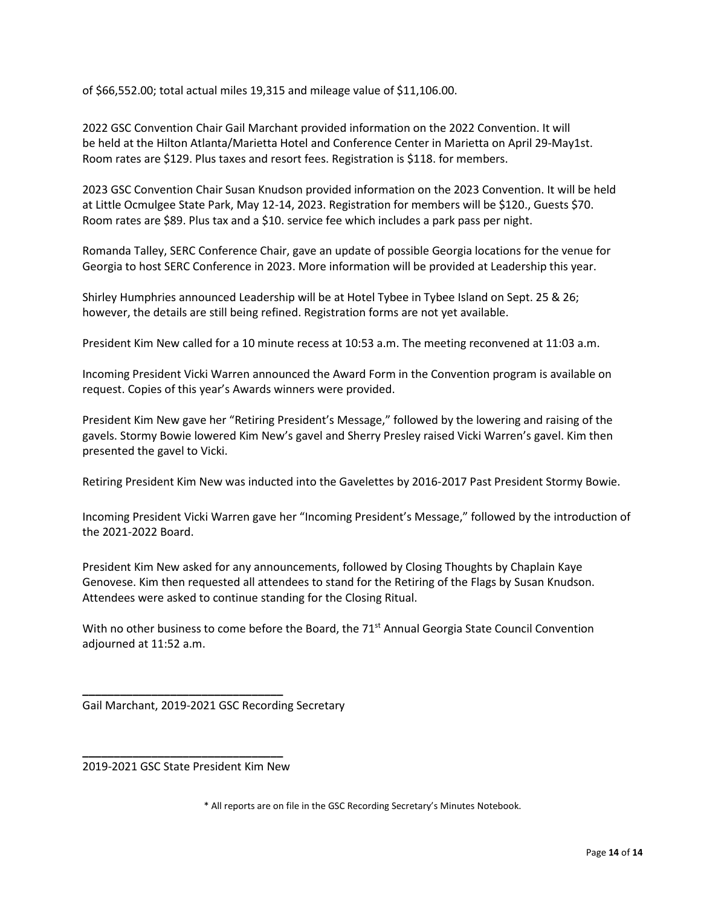of $66,552.00; total actual miles 19,315 and mileage value of $11,106.00.

2022 GSC Convention Chair Gail Marchant provided information on the 2022 Convention. It will be held at the Hilton Atlanta/Marietta Hotel and Conference Center in Marietta on April 29-May1st. Room rates are $129. Plus taxes and resort fees. Registration is $118. for members.

2023 GSC Convention Chair Susan Knudson provided information on the 2023 Convention. It will be held at Little Ocmulgee State Park, May 12-14, 2023. Registration for members will be $120., Guests $70. Room rates are $89. Plus tax and a $10. service fee which includes a park pass per night.

Romanda Talley, SERC Conference Chair, gave an update of possible Georgia locations for the venue for Georgia to host SERC Conference in 2023. More information will be provided at Leadership this year.

Shirley Humphries announced Leadership will be at Hotel Tybee in Tybee Island on Sept. 25 & 26; however, the details are still being refined. Registration forms are not yet available.

President Kim New called for a 10 minute recess at 10:53 a.m. The meeting reconvened at 11:03 a.m.

Incoming President Vicki Warren announced the Award Form in the Convention program is available on request. Copies of this year's Awards winners were provided.

President Kim New gave her "Retiring President's Message," followed by the lowering and raising of the gavels. Stormy Bowie lowered Kim New's gavel and Sherry Presley raised Vicki Warren's gavel. Kim then presented the gavel to Vicki.

Retiring President Kim New was inducted into the Gavelettes by 2016-2017 Past President Stormy Bowie.

Incoming President Vicki Warren gave her "Incoming President's Message," followed by the introduction of the 2021-2022 Board.

President Kim New asked for any announcements, followed by Closing Thoughts by Chaplain Kaye Genovese. Kim then requested all attendees to stand for the Retiring of the Flags by Susan Knudson. Attendees were asked to continue standing for the Closing Ritual.

With no other business to come before the Board, the 71st Annual Georgia State Council Convention adjourned at 11:52 a.m.

\_\_\_\_\_\_\_\_\_\_\_\_\_\_\_\_\_\_\_\_\_\_\_\_\_\_\_\_\_\_

Gail Marchant, 2019-2021 GSC Recording Secretary

\_\_\_\_\_\_\_\_\_\_\_\_\_\_\_\_\_\_\_\_\_\_\_\_\_\_\_\_\_\_

2019-2021 GSC State President Kim New

\* All reports are on file in the GSC Recording Secretary's Minutes Notebook.